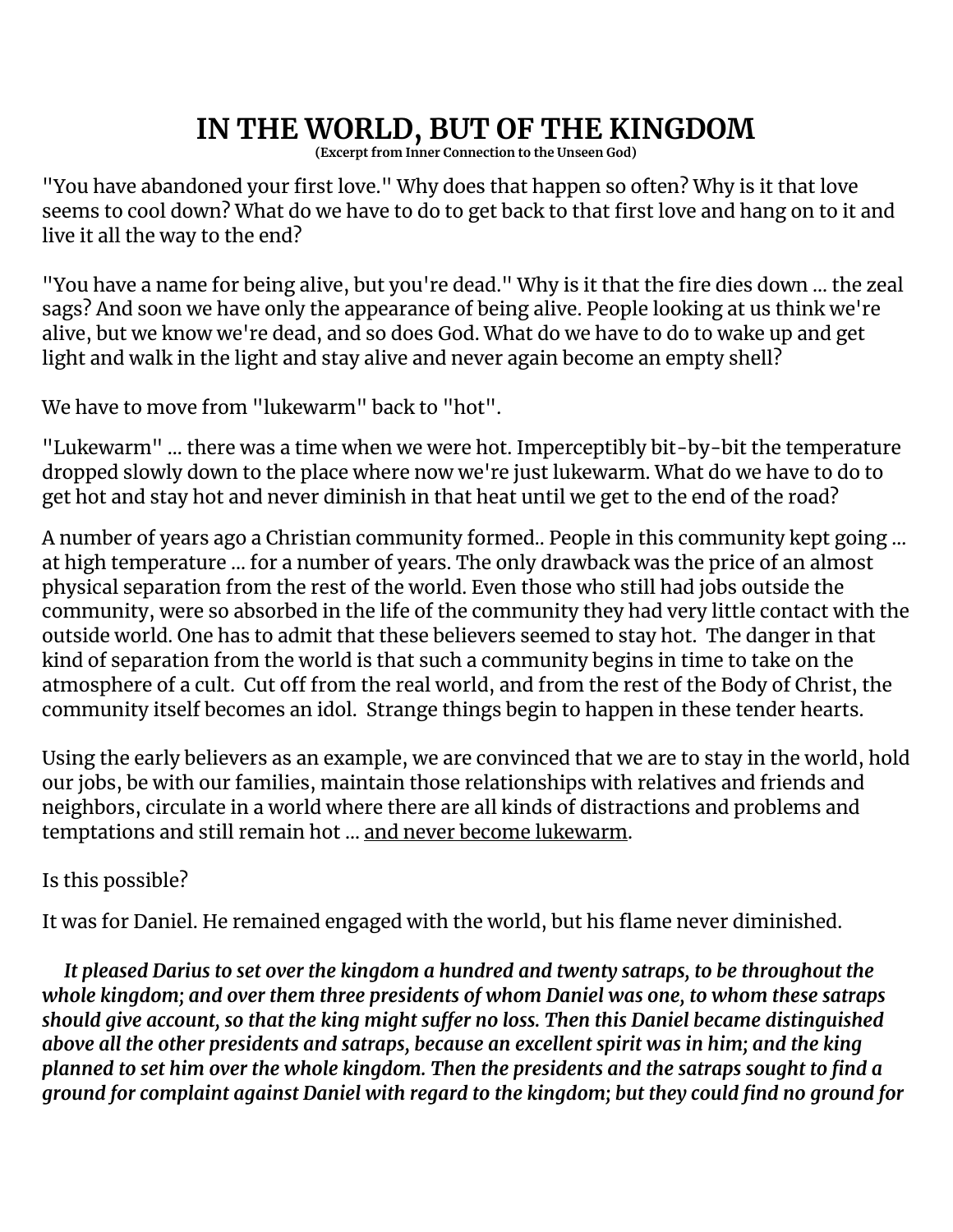# IN THE WORLD, BUT OF THE KINGDOM

**(Excerpt from Inner Connection to the Unseen God)**

"You have abandoned your first love." Why does that happen so often? Why is it that love seems to cool down? What do we have to do to get back to that first love and hang on to it and live it all the way to the end?

"You have a name for being alive, but you're dead." Why is it that the fire dies down ... the zeal sags? And soon we have only the appearance of being alive. People looking at us think we're alive, but we know we're dead, and so does God. What do we have to do to wake up and get light and walk in the light and stay alive and never again become an empty shell?

We have to move from "lukewarm" back to "hot".

"Lukewarm" ... there was a time when we were hot. Imperceptibly bit-by-bit the temperature dropped slowly down to the place where now we're just lukewarm. What do we have to do to get hot and stay hot and never diminish in that heat until we get to the end of the road?

A number of years ago a Christian community formed.. People in this community kept going ... at high temperature ... for a number of years. The only drawback was the price of an almost physical separation from the rest of the world. Even those who still had jobs outside the community, were so absorbed in the life of the community they had very little contact with the outside world. One has to admit that these believers seemed to stay hot. The danger in that kind of separation from the world is that such a community begins in time to take on the atmosphere of a cult. Cut off from the real world, and from the rest of the Body of Christ, the community itself becomes an idol. Strange things begin to happen in these tender hearts.

Using the early believers as an example, we are convinced that we are to stay in the world, hold our jobs, be with our families, maintain those relationships with relatives and friends and neighbors, circulate in a world where there are all kinds of distractions and problems and temptations and still remain hot ... <u>and never become lukewarm</u>.

Is this possible?

It was for Daniel. He remained engaged with the world, but his flame never diminished.

***It pleased Darius to set over the kingdom a hundred and twenty satraps, to be throughout the whole kingdom; and over them three presidents of whom Daniel was one, to whom these satraps should give account, so that the king might suffer no loss. Then this Daniel became distinguished above all the other presidents and satraps, because an excellent spirit was in him; and the king planned to set him over the whole kingdom. Then the presidents and the satraps sought to find a ground for complaint against Daniel with regard to the kingdom; but they could find no ground for***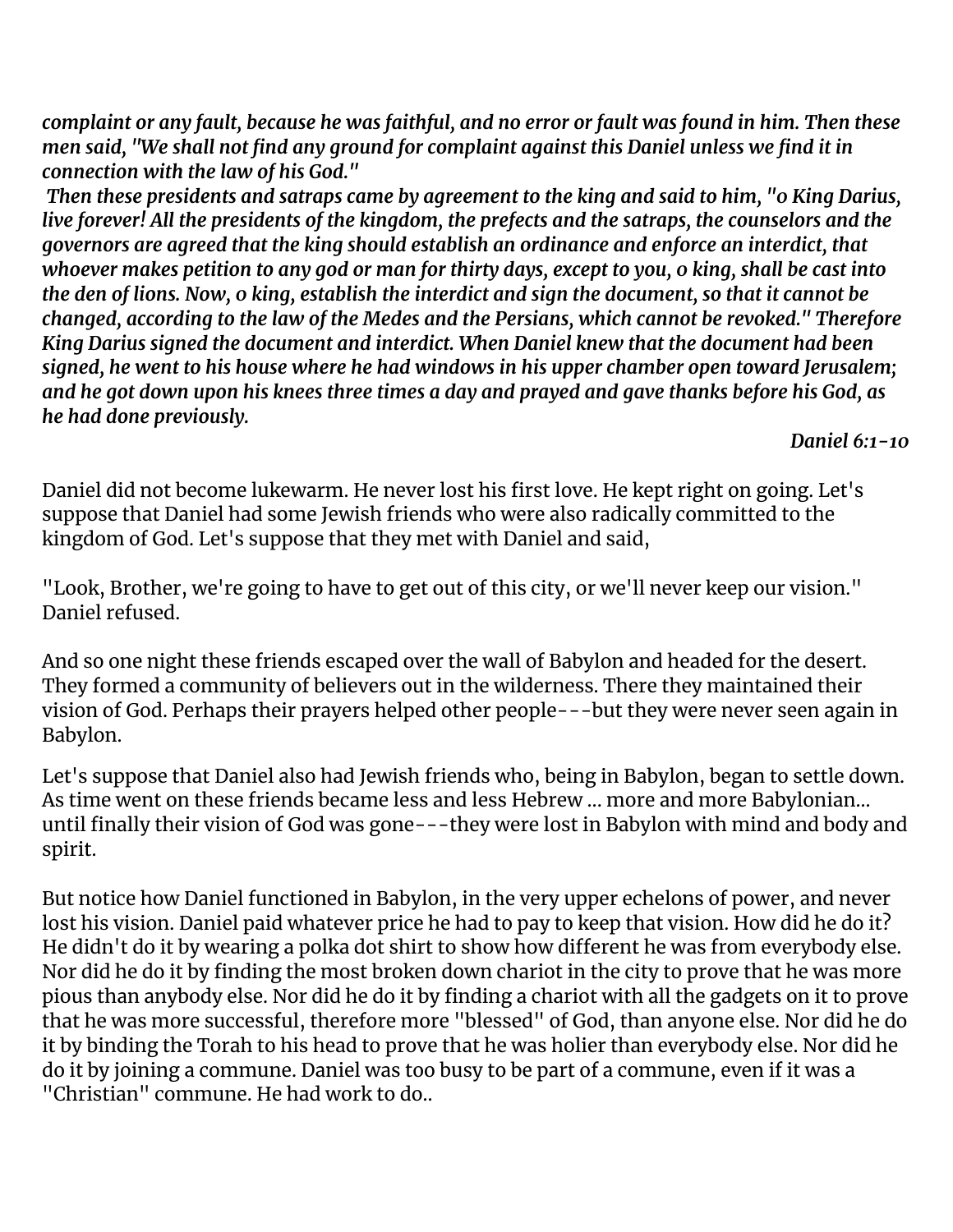***complaint or any fault, because he was faithful, and no error or fault was found in him. Then these men said, "We shall not find any ground for complaint against this Daniel unless we find it in connection with the law of his God."***

***Then these presidents and satraps came by agreement to the king and said to him, "o King Darius, live forever! All the presidents of the kingdom, the prefects and the satraps, the counselors and the governors are agreed that the king should establish an ordinance and enforce an interdict, that whoever makes petition to any god or man for thirty days, except to you, o king, shall be cast into the den of lions. Now, o king, establish the interdict and sign the document, so that it cannot be changed, according to the law of the Medes and the Persians, which cannot be revoked." Therefore King Darius signed the document and interdict. When Daniel knew that the document had been signed, he went to his house where he had windows in his upper chamber open toward Jerusalem; and he got down upon his knees three times a day and prayed and gave thanks before his God, as he had done previously.***

***Daniel 6:1-10***

Daniel did not become lukewarm. He never lost his first love. He kept right on going. Let's suppose that Daniel had some Jewish friends who were also radically committed to the kingdom of God. Let's suppose that they met with Daniel and said,

"Look, Brother, we're going to have to get out of this city, or we'll never keep our vision." Daniel refused.

And so one night these friends escaped over the wall of Babylon and headed for the desert. They formed a community of believers out in the wilderness. There they maintained their vision of God. Perhaps their prayers helped other people---but they were never seen again in Babylon.

Let's suppose that Daniel also had Jewish friends who, being in Babylon, began to settle down. As time went on these friends became less and less Hebrew ... more and more Babylonian... until finally their vision of God was gone---they were lost in Babylon with mind and body and spirit.

But notice how Daniel functioned in Babylon, in the very upper echelons of power, and never lost his vision. Daniel paid whatever price he had to pay to keep that vision. How did he do it? He didn't do it by wearing a polka dot shirt to show how different he was from everybody else. Nor did he do it by finding the most broken down chariot in the city to prove that he was more pious than anybody else. Nor did he do it by finding a chariot with all the gadgets on it to prove that he was more successful, therefore more "blessed" of God, than anyone else. Nor did he do it by binding the Torah to his head to prove that he was holier than everybody else. Nor did he do it by joining a commune. Daniel was too busy to be part of a commune, even if it was a "Christian" commune. He had work to do..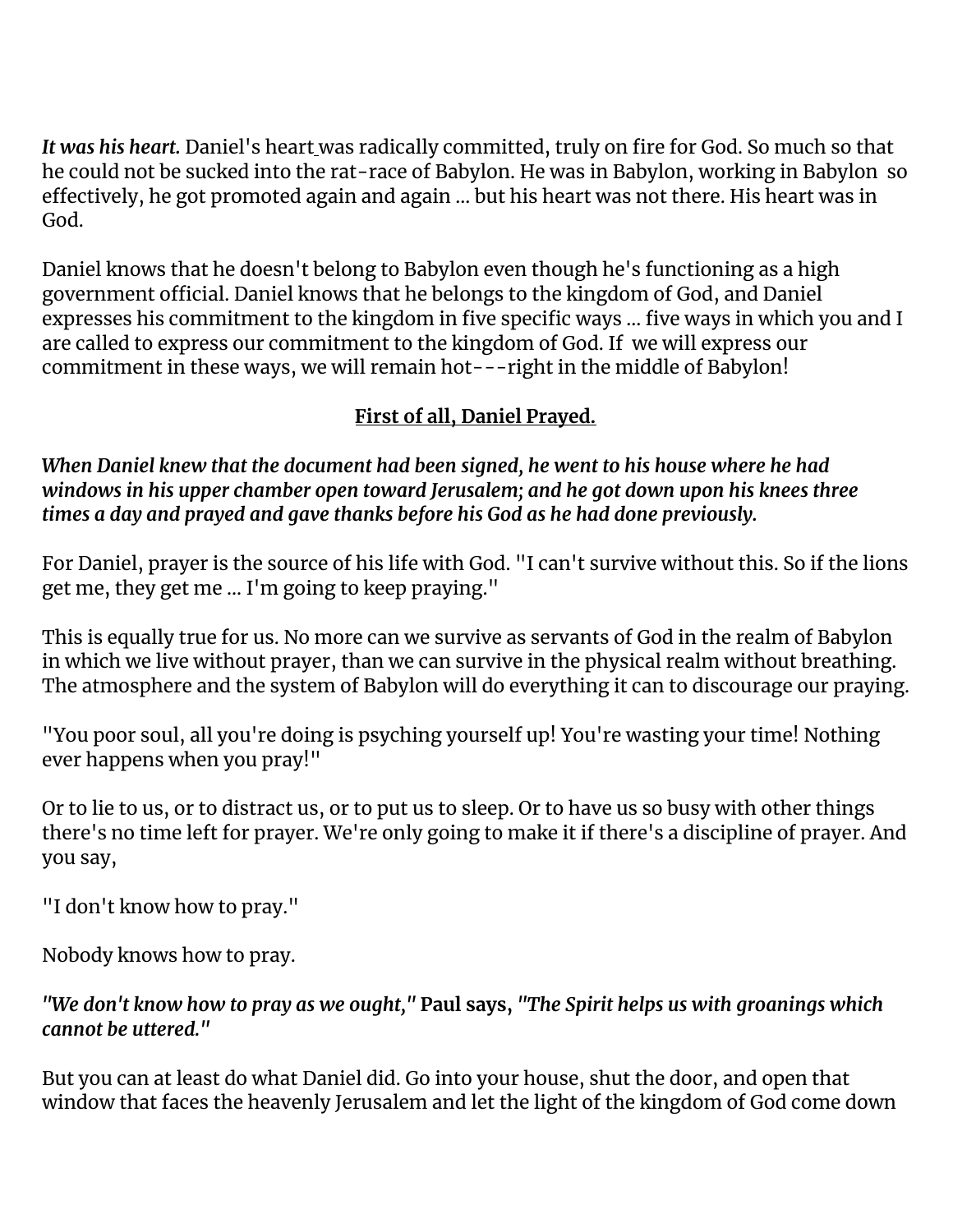***It was his heart.*** Daniel's heart was radically committed, truly on fire for God. So much so that he could not be sucked into the rat-race of Babylon. He was in Babylon, working in Babylon so effectively, he got promoted again and again ... but his heart was not there. His heart was in God.

Daniel knows that he doesn't belong to Babylon even though he's functioning as a high government official. Daniel knows that he belongs to the kingdom of God, and Daniel expresses his commitment to the kingdom in five specific ways ... five ways in which you and I are called to express our commitment to the kingdom of God. If we will express our commitment in these ways, we will remain hot---right in the middle of Babylon!

<u>**First of all, Daniel Prayed.**</u>

***When Daniel knew that the document had been signed, he went to his house where he had windows in his upper chamber open toward Jerusalem; and he got down upon his knees three times a day and prayed and gave thanks before his God as he had done previously.***

For Daniel, prayer is the source of his life with God. "I can't survive without this. So if the lions get me, they get me ... I'm going to keep praying."

This is equally true for us. No more can we survive as servants of God in the realm of Babylon in which we live without prayer, than we can survive in the physical realm without breathing. The atmosphere and the system of Babylon will do everything it can to discourage our praying.

"You poor soul, all you're doing is psyching yourself up! You're wasting your time! Nothing ever happens when you pray!"

Or to lie to us, or to distract us, or to put us to sleep. Or to have us so busy with other things there's no time left for prayer. We're only going to make it if there's a discipline of prayer. And you say,

"I don't know how to pray."

Nobody knows how to pray.

***"We don't know how to pray as we ought,"* Paul says, *"The Spirit helps us with groanings which cannot be uttered."***

But you can at least do what Daniel did. Go into your house, shut the door, and open that window that faces the heavenly Jerusalem and let the light of the kingdom of God come down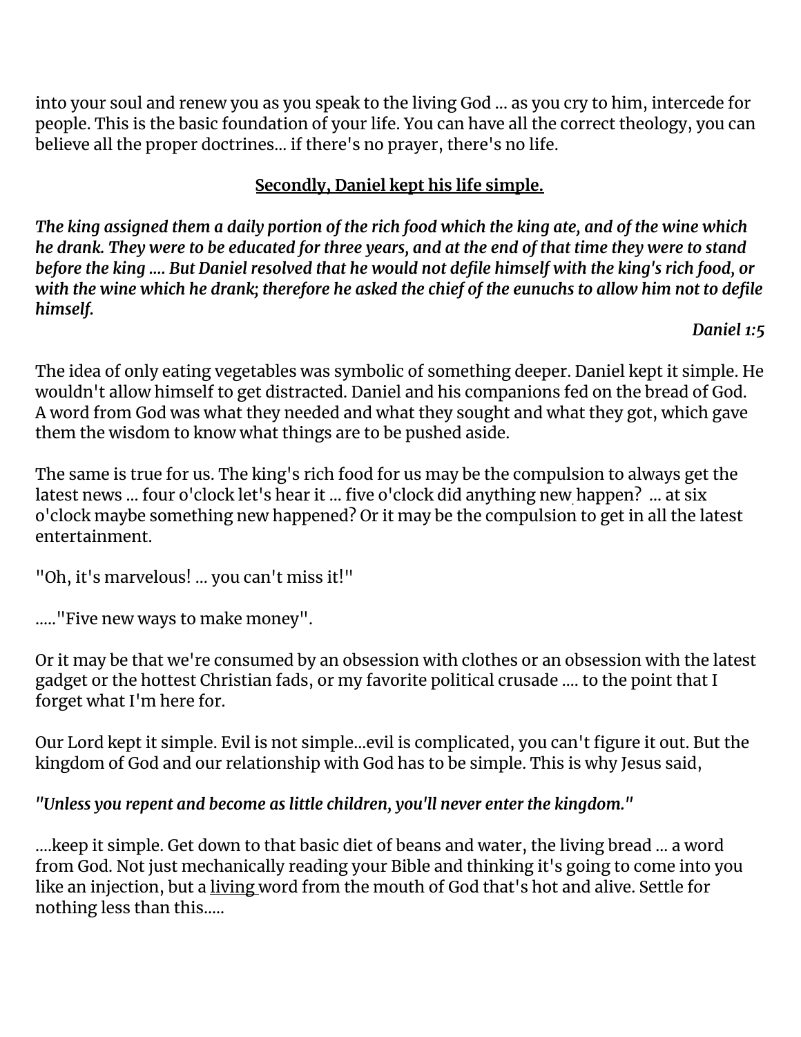into your soul and renew you as you speak to the living God ... as you cry to him, intercede for people. This is the basic foundation of your life. You can have all the correct theology, you can believe all the proper doctrines... if there's no prayer, there's no life.

**Secondly, Daniel kept his life simple.**

***The king assigned them a daily portion of the rich food which the king ate, and of the wine which he drank. They were to be educated for three years, and at the end of that time they were to stand before the king .... But Daniel resolved that he would not defile himself with the king's rich food, or with the wine which he drank; therefore he asked the chief of the eunuchs to allow him not to defile himself.***

***Daniel 1:5***

The idea of only eating vegetables was symbolic of something deeper. Daniel kept it simple. He wouldn't allow himself to get distracted. Daniel and his companions fed on the bread of God. A word from God was what they needed and what they sought and what they got, which gave them the wisdom to know what things are to be pushed aside.

The same is true for us. The king's rich food for us may be the compulsion to always get the latest news ... four o'clock let's hear it ... five o'clock did anything new happen? ... at six o'clock maybe something new happened? Or it may be the compulsion to get in all the latest entertainment.

"Oh, it's marvelous! ... you can't miss it!"

....."Five new ways to make money".

Or it may be that we're consumed by an obsession with clothes or an obsession with the latest gadget or the hottest Christian fads, or my favorite political crusade .... to the point that I forget what I'm here for.

Our Lord kept it simple. Evil is not simple...evil is complicated, you can't figure it out. But the kingdom of God and our relationship with God has to be simple. This is why Jesus said,

*"Unless you repent and become as little children, you'll never enter the kingdom."*

....keep it simple. Get down to that basic diet of beans and water, the living bread ... a word from God. Not just mechanically reading your Bible and thinking it's going to come into you like an injection, but a <u>living</u> word from the mouth of God that's hot and alive. Settle for nothing less than this.....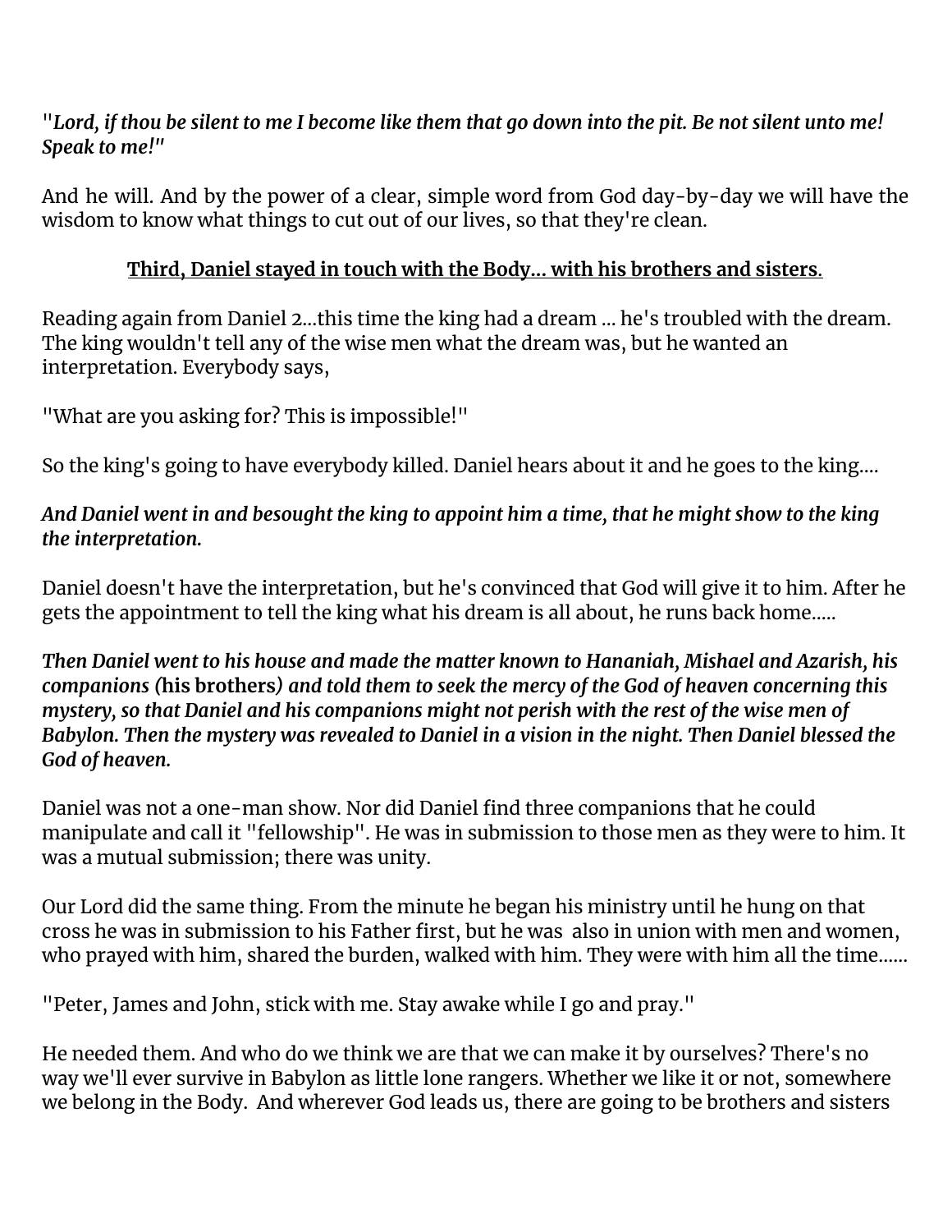"*Lord, if thou be silent to me I become like them that go down into the pit. Be not silent unto me! Speak to me!*"

And he will. And by the power of a clear, simple word from God day-by-day we will have the wisdom to know what things to cut out of our lives, so that they're clean.

**<u>Third, Daniel stayed in touch with the Body... with his brothers and sisters</u>.**

Reading again from Daniel 2...this time the king had a dream ... he's troubled with the dream. The king wouldn't tell any of the wise men what the dream was, but he wanted an interpretation. Everybody says,

"What are you asking for? This is impossible!"

So the king's going to have everybody killed. Daniel hears about it and he goes to the king....

***And Daniel went in and besought the king to appoint him a time, that he might show to the king the interpretation.***

Daniel doesn't have the interpretation, but he's convinced that God will give it to him. After he gets the appointment to tell the king what his dream is all about, he runs back home.....

***Then Daniel went to his house and made the matter known to Hananiah, Mishael and Azarish, his companions (*****his brothers*****) and told them to seek the mercy of the God of heaven concerning this mystery, so that Daniel and his companions might not perish with the rest of the wise men of Babylon. Then the mystery was revealed to Daniel in a vision in the night. Then Daniel blessed the God of heaven.***

Daniel was not a one-man show. Nor did Daniel find three companions that he could manipulate and call it "fellowship". He was in submission to those men as they were to him. It was a mutual submission; there was unity.

Our Lord did the same thing. From the minute he began his ministry until he hung on that cross he was in submission to his Father first, but he was also in union with men and women, who prayed with him, shared the burden, walked with him. They were with him all the time......

"Peter, James and John, stick with me. Stay awake while I go and pray."

He needed them. And who do we think we are that we can make it by ourselves? There's no way we'll ever survive in Babylon as little lone rangers. Whether we like it or not, somewhere we belong in the Body. And wherever God leads us, there are going to be brothers and sisters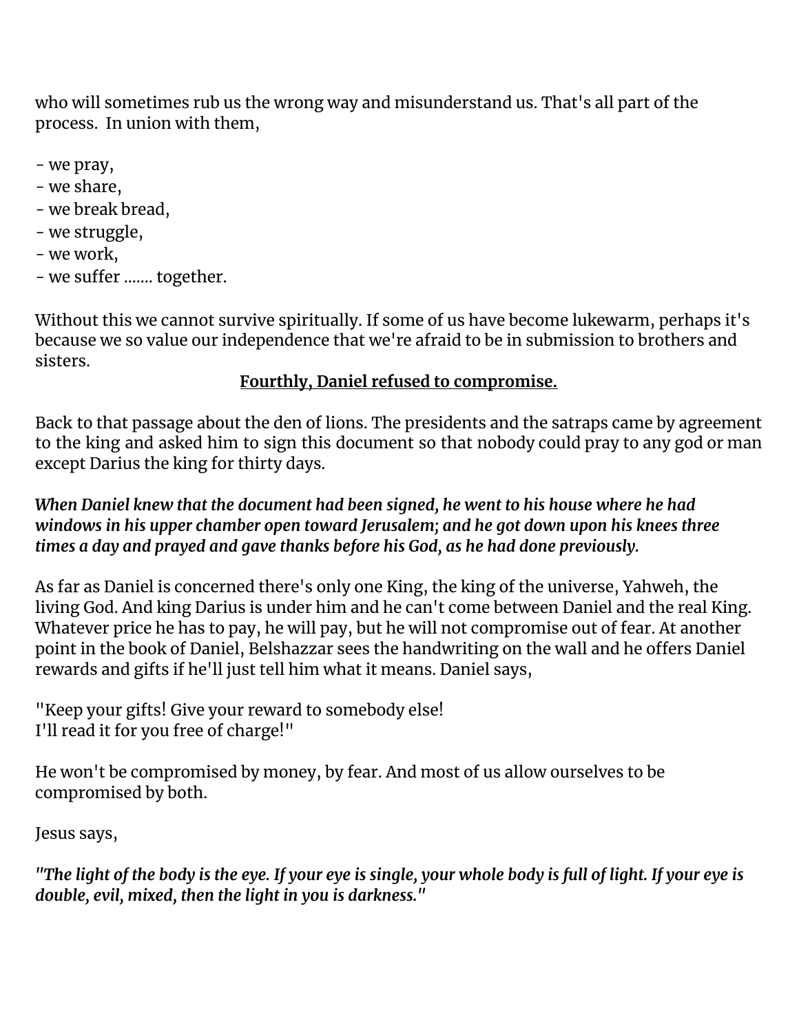who will sometimes rub us the wrong way and misunderstand us. That's all part of the process.  In union with them,

- we pray,
- we share,
- we break bread,
- we struggle,
- we work,
- we suffer ....... together.

Without this we cannot survive spiritually. If some of us have become lukewarm, perhaps it's because we so value our independence that we're afraid to be in submission to brothers and sisters.

**Fourthly, Daniel refused to compromise.**

Back to that passage about the den of lions. The presidents and the satraps came by agreement to the king and asked him to sign this document so that nobody could pray to any god or man except Darius the king for thirty days.

***When Daniel knew that the document had been signed, he went to his house where he had windows in his upper chamber open toward Jerusalem; and he got down upon his knees three times a day and prayed and gave thanks before his God, as he had done previously.***

As far as Daniel is concerned there's only one King, the king of the universe, Yahweh, the living God. And king Darius is under him and he can't come between Daniel and the real King. Whatever price he has to pay, he will pay, but he will not compromise out of fear. At another point in the book of Daniel, Belshazzar sees the handwriting on the wall and he offers Daniel rewards and gifts if he'll just tell him what it means. Daniel says,

"Keep your gifts! Give your reward to somebody else!
I'll read it for you free of charge!"

He won't be compromised by money, by fear. And most of us allow ourselves to be compromised by both.

Jesus says,

***"The light of the body is the eye. If your eye is single, your whole body is full of light. If your eye is double, evil, mixed, then the light in you is darkness."***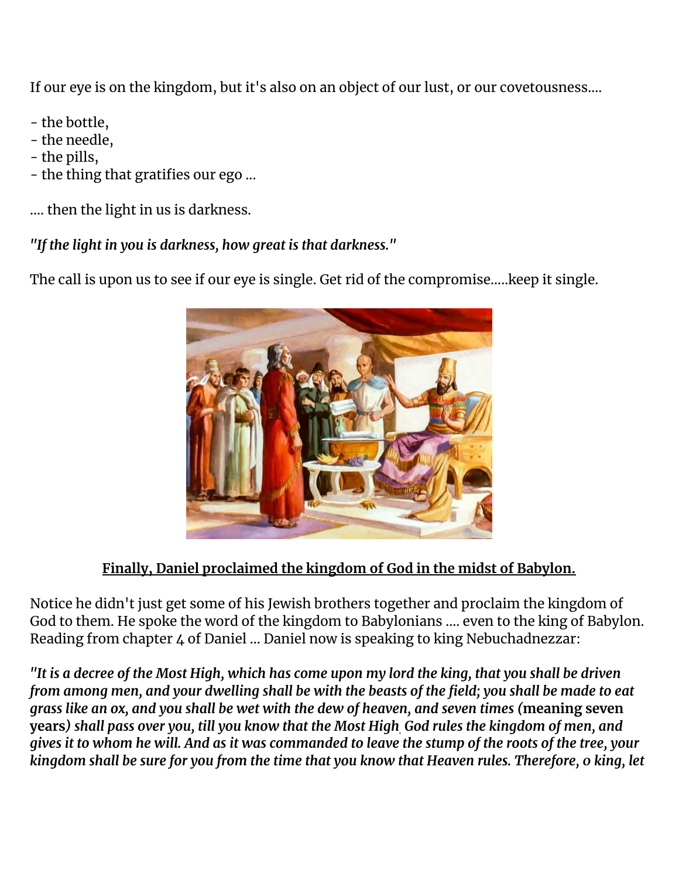If our eye is on the kingdom, but it's also on an object of our lust, or our covetousness....

- the bottle,
- the needle,
- the pills,
- the thing that gratifies our ego ...

.... then the light in us is darkness.

***"If the light in you is darkness, how great is that darkness."***

The call is upon us to see if our eye is single. Get rid of the compromise.....keep it single.

<u>**Finally, Daniel proclaimed the kingdom of God in the midst of Babylon.**</u>

Notice he didn't just get some of his Jewish brothers together and proclaim the kingdom of God to them. He spoke the word of the kingdom to Babylonians .... even to the king of Babylon. Reading from chapter 4 of Daniel ... Daniel now is speaking to king Nebuchadnezzar:

***"It is a decree of the Most High, which has come upon my lord the king, that you shall be driven from among men, and your dwelling shall be with the beasts of the field; you shall be made to eat grass like an ox, and you shall be wet with the dew of heaven, and seven times (*****meaning seven years*****) shall pass over you, till you know that the Most High God rules the kingdom of men, and gives it to whom he will. And as it was commanded to leave the stump of the roots of the tree, your kingdom shall be sure for you from the time that you know that Heaven rules. Therefore, o king, let***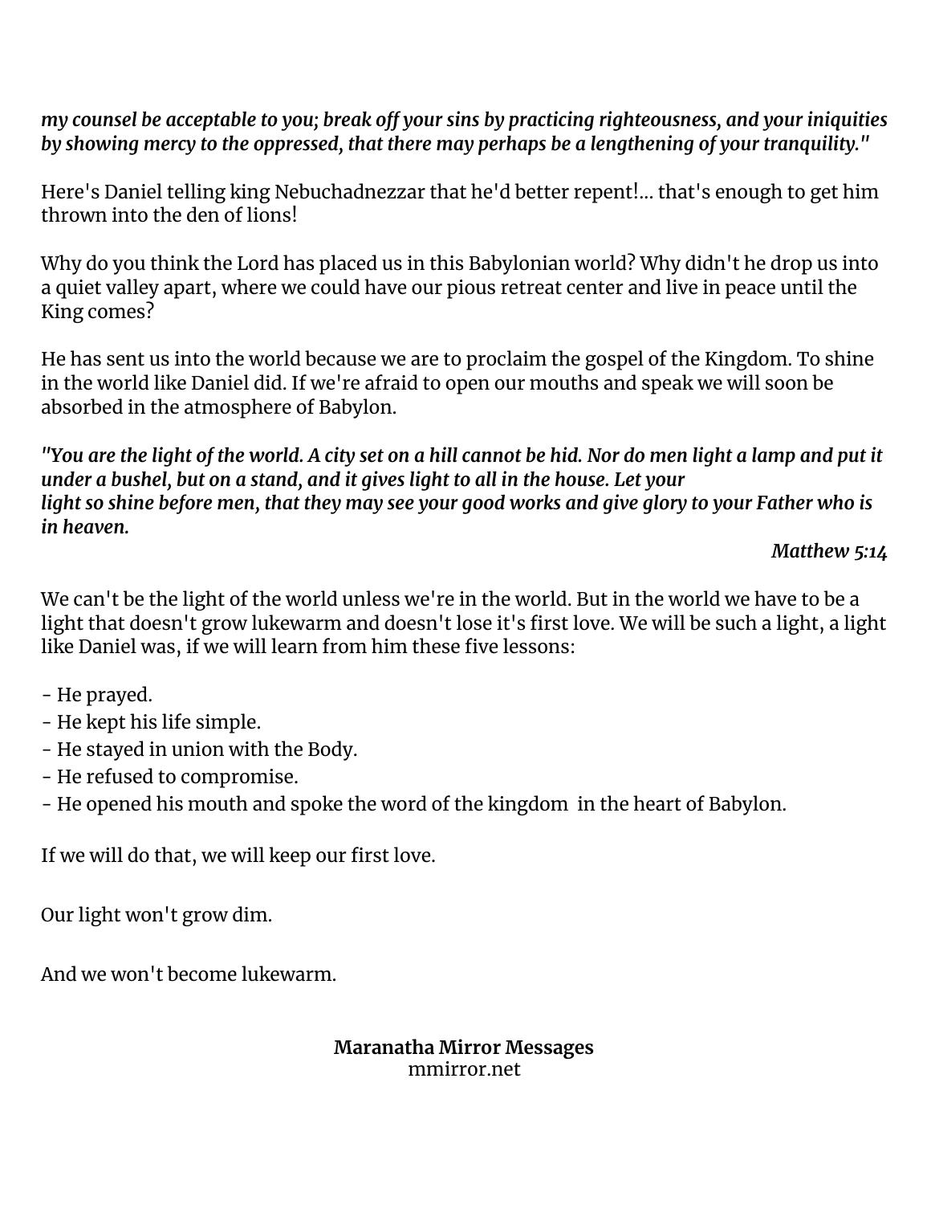***my counsel be acceptable to you; break off your sins by practicing righteousness, and your iniquities by showing mercy to the oppressed, that there may perhaps be a lengthening of your tranquility."***

Here's Daniel telling king Nebuchadnezzar that he'd better repent!... that's enough to get him thrown into the den of lions!

Why do you think the Lord has placed us in this Babylonian world? Why didn't he drop us into a quiet valley apart, where we could have our pious retreat center and live in peace until the King comes?

He has sent us into the world because we are to proclaim the gospel of the Kingdom. To shine in the world like Daniel did. If we're afraid to open our mouths and speak we will soon be absorbed in the atmosphere of Babylon.

***"You are the light of the world. A city set on a hill cannot be hid. Nor do men light a lamp and put it under a bushel, but on a stand, and it gives light to all in the house. Let your light so shine before men, that they may see your good works and give glory to your Father who is in heaven.***

***Matthew 5:14***

We can't be the light of the world unless we're in the world. But in the world we have to be a light that doesn't grow lukewarm and doesn't lose it's first love. We will be such a light, a light like Daniel was, if we will learn from him these five lessons:

- He prayed.
- He kept his life simple.
- He stayed in union with the Body.
- He refused to compromise.
- He opened his mouth and spoke the word of the kingdom in the heart of Babylon.

If we will do that, we will keep our first love.

Our light won't grow dim.

And we won't become lukewarm.

**Maranatha Mirror Messages**
mmirror.net